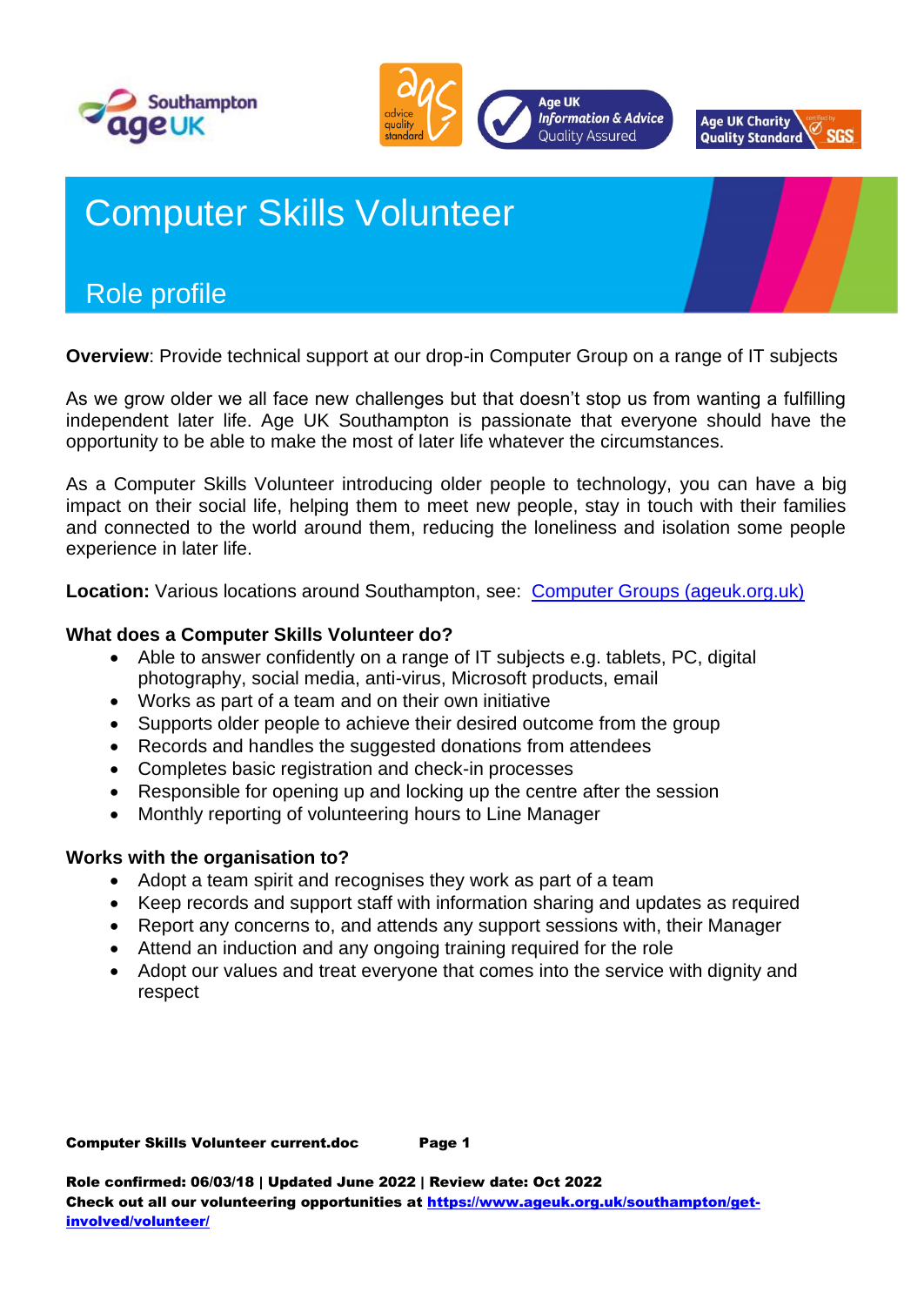# Computer Skills Volunteer

## Role profile

**Overview**: Provide technical support at our drop-in Computer Group on a range of IT subjects

As we grow older we all face new challenges but that doesn't stop us from wanting a fulfilling independent later life. Age UK Southampton is passionate that everyone should have the opportunity to be able to make the most of later life whatever the circumstances.

As a Computer Skills Volunteer introducing older people to technology, you can have a big impact on their social life, helping them to meet new people, stay in touch with their families and connected to the world around them, reducing the loneliness and isolation some people experience in later life.

**Location:** Various locations around Southampton, see: [Computer Groups (ageuk.org.uk)](Computer Groups (ageuk.org.uk))

### What does a Computer Skills Volunteer do?

- Able to answer confidently on a range of IT subjects e.g. tablets, PC, digital photography, social media, anti-virus, Microsoft products, email
- Works as part of a team and on their own initiative
- Supports older people to achieve their desired outcome from the group
- Records and handles the suggested donations from attendees
- Completes basic registration and check-in processes
- Responsible for opening up and locking up the centre after the session
- Monthly reporting of volunteering hours to Line Manager

### Works with the organisation to?

- Adopt a team spirit and recognises they work as part of a team
- Keep records and support staff with information sharing and updates as required
- Report any concerns to, and attends any support sessions with, their Manager
- Attend an induction and any ongoing training required for the role
- Adopt our values and treat everyone that comes into the service with dignity and respect

**Role confirmed: 06/03/18 | Updated June 2022 | Review date: Oct 2022**
**Check out all our volunteering opportunities at [https://www.ageuk.org.uk/southampton/get-involved/volunteer/](https://www.ageuk.org.uk/southampton/get-involved/volunteer/)**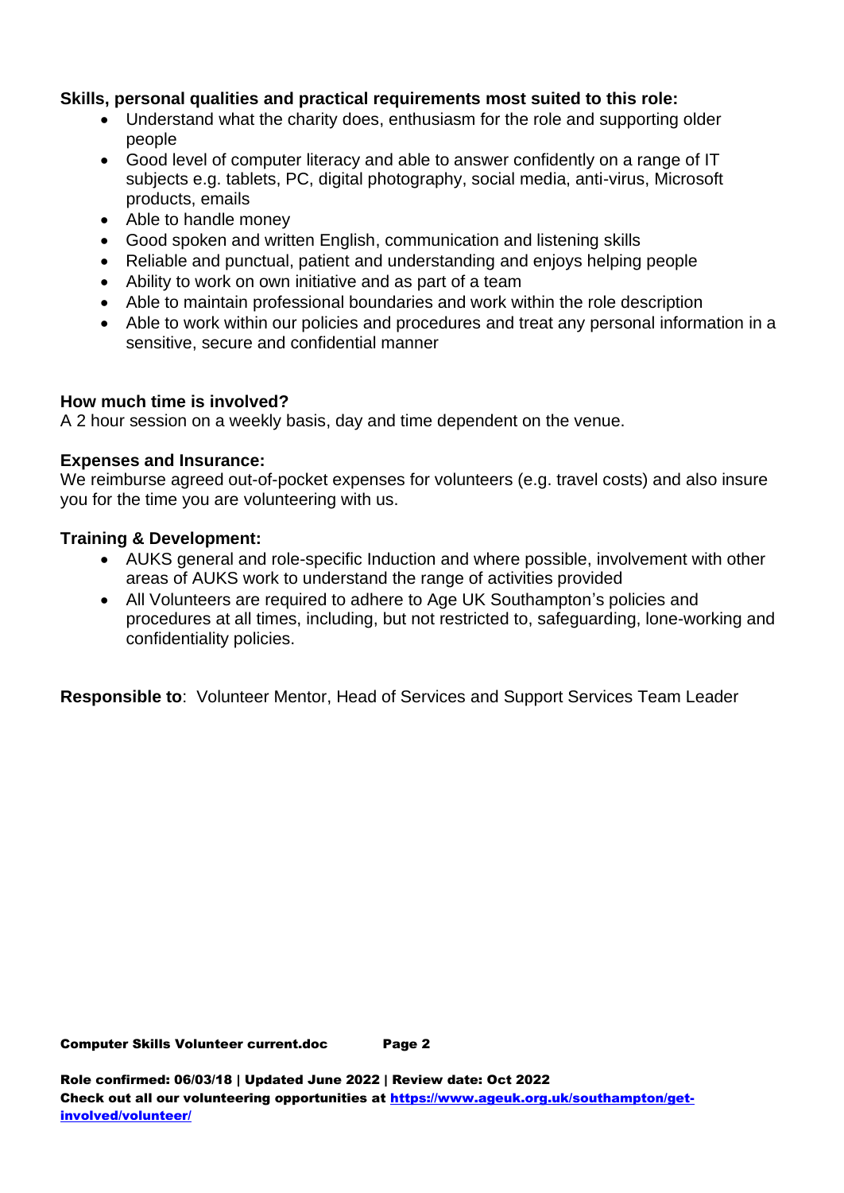**Skills, personal qualities and practical requirements most suited to this role:**

- Understand what the charity does, enthusiasm for the role and supporting older people
- Good level of computer literacy and able to answer confidently on a range of IT subjects e.g. tablets, PC, digital photography, social media, anti-virus, Microsoft products, emails
- Able to handle money
- Good spoken and written English, communication and listening skills
- Reliable and punctual, patient and understanding and enjoys helping people
- Ability to work on own initiative and as part of a team
- Able to maintain professional boundaries and work within the role description
- Able to work within our policies and procedures and treat any personal information in a sensitive, secure and confidential manner

**How much time is involved?**

A 2 hour session on a weekly basis, day and time dependent on the venue.

**Expenses and Insurance:**

We reimburse agreed out-of-pocket expenses for volunteers (e.g. travel costs) and also insure you for the time you are volunteering with us.

**Training & Development:**

- AUKS general and role-specific Induction and where possible, involvement with other areas of AUKS work to understand the range of activities provided
- All Volunteers are required to adhere to Age UK Southampton's policies and procedures at all times, including, but not restricted to, safeguarding, lone-working and confidentiality policies.

**Responsible to**: Volunteer Mentor, Head of Services and Support Services Team Leader

**Role confirmed: 06/03/18 | Updated June 2022 | Review date: Oct 2022**
**Check out all our volunteering opportunities at [https://www.ageuk.org.uk/southampton/get-involved/volunteer/](https://www.ageuk.org.uk/southampton/get-involved/volunteer/)**